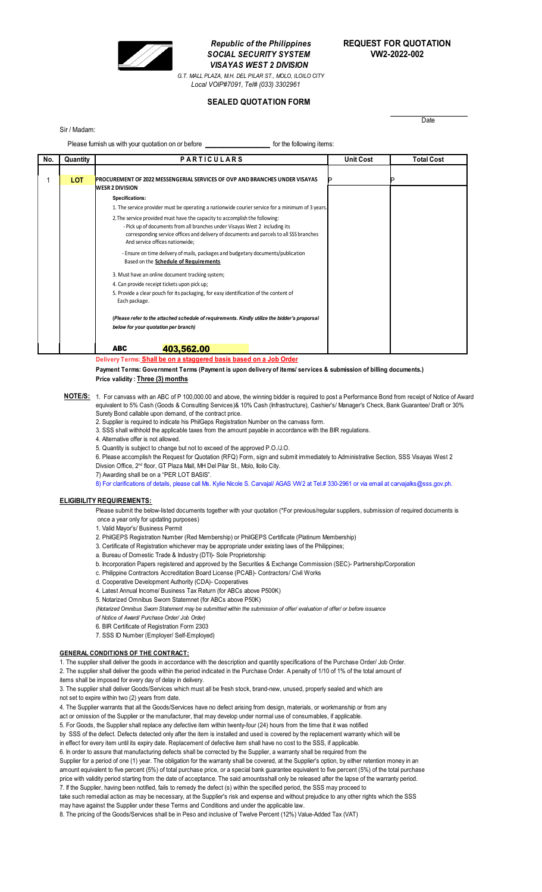*Republic of the Philippines*
***SOCIAL SECURITY SYSTEM***
***VISAYAS WEST 2 DIVISION***
*G.T. MALL PLAZA, M.H. DEL PILAR ST., MOLO, ILOILO CITY*
*Local VOIP#7091, Tel# (033) 3302961*

**REQUEST FOR QUOTATION**
**VW2-2022-002**

## SEALED QUOTATION FORM

_________________
Date

Sir / Madam:

Please furnish us with your quotation on or before _________________ for the following items:

| No. | Quantity | PARTICULARS | Unit Cost | Total Cost |
|---|---|---|---|---|
| 1 | LOT | **PROCUREMENT OF 2022 MESSENGERIAL SERVICES OF OVP AND BRANCHES UNDER VISAYAS WESR 2 DIVISION** | P | P |
| | | **Specifications:** | | |
| | | 1. The service provider must be operating a nationwide courier service for a minimum of 3 years. | | |
| | | 2.The service provided must have the capacity to accomplish the following:<br>- Pick up of documents from all branches under Visayas West 2 including its corresponding service offices and delivery of documents and parcels to all SSS branches And service offices nationwide;<br>- Ensure on time delivery of mails, packages and budgetary documents/publication Based on the **Schedule of Requirements** | | |
| | | 3. Must have an online document tracking system; | | |
| | | 4. Can provide receipt tickets upon pick up; | | |
| | | 5. Provide a clear pouch for its packaging, for easy identification of the content of Each package. | | |
| | | ***(Please refer to the attached schedule of requirements. Kindly utilize the bidder's proporsal below for your quotation per branch)*** | | |
| | | **ABC 403,562.00** | | |

**Delivery Terms: Shall be on a staggered basis based on a Job Order**

**Payment Terms: Government Terms (Payment is upon delivery of items/ services & submission of billing documents.)**

**Price validity : Three (3) months**

**NOTE/S:**
1. For canvass with an ABC of P 100,000.00 and above, the winning bidder is required to post a Performance Bond from receipt of Notice of Award equivalent to 5% Cash (Goods & Consulting Services)& 10% Cash (Infrastructure), Cashier's/ Manager's Check, Bank Guarantee/ Draft or 30% Surety Bond callable upon demand, of the contract price.
2. Supplier is required to indicate his PhilGeps Registration Number on the canvass form.
3. SSS shall withhold the applicable taxes from the amount payable in accordance with the BIR regulations.
4. Alternative offer is not allowed.
5. Quantity is subject to change but not to exceed of the approved P.O./J.O.
6. Please accomplish the Request for Quotation (RFQ) Form, sign and submit immediately to Administrative Section, SSS Visayas West 2 Divsion Office, 2nd floor, GT Plaza Mall, MH Del Pilar St., Molo, Iloilo City.
7) Awarding shall be on a "PER LOT BASIS".
8) For clarifications of details, please call Ms. Kylie Nicole S. Carvajal/ AGAS VW2 at Tel.# 330-2961 or via email at carvajalks@sss.gov.ph.

### ELIGIBILITY REQUIREMENTS:

Please submit the below-listed documents together with your quotation (*For previous/regular suppliers, submission of required documents is once a year only for updating purposes)

1. Valid Mayor's/ Business Permit
2. PhilGEPS Registration Number (Red Membership) or PhilGEPS Certificate (Platinum Membership)
3. Certificate of Registration whichever may be appropriate under existing laws of the Philippines;
   a. Bureau of Domestic Trade & Industry (DTI)- Sole Proprietorship
   b. Incorporation Papers registered and approved by the Securities & Exchange Commission (SEC)- Partnership/Corporation
   c. Philippine Contractors Accreditation Board License (PCAB)- Contractors/ Civil Works
   d. Cooperative Development Authority (CDA)- Cooperatives
4. Latest Annual Income/ Business Tax Return (for ABCs above P500K)
5. Notarized Omnibus Sworn Statemnet (for ABCs above P50K)
   *(Notarized Omnibus Sworn Statement may be submitted within the submission of offer/ evaluation of offer/ or before issuance of Notice of Award/ Purchase Order/ Job Order)*
6. BIR Certificate of Registration Form 2303
7. SSS ID Number (Employer/ Self-Employed)

### GENERAL CONDITIONS OF THE CONTRACT:

1. The supplier shall deliver the goods in accordance with the description and quantity specifications of the Purchase Order/ Job Order.
2. The supplier shall deliver the goods within the period indicated in the Purchase Order. A penalty of 1/10 of 1% of the total amount of items shall be imposed for every day of delay in delivery.
3. The supplier shall deliver Goods/Services which must all be fresh stock, brand-new, unused, properly sealed and which are not set to expire within two (2) years from date.
4. The Supplier warrants that all the Goods/Services have no defect arising from design, materials, or workmanship or from any act or omission of the Supplier or the manufacturer, that may develop under normal use of consumables, if applicable.
5. For Goods, the Supplier shall replace any defective item within twenty-four (24) hours from the time that it was notified by SSS of the defect. Defects detected only after the item is installed and used is covered by the replacement warranty which will be in effect for every item until its expiry date. Replacement of defective item shall have no cost to the SSS, if applicable.
6. In order to assure that manufacturing defects shall be corrected by the Supplier, a warranty shall be required from the Supplier for a period of one (1) year. The obligation for the warranty shall be covered, at the Supplier's option, by either retention money in an amount equivalent to five percent (5%) of total purchase price, or a special bank guarantee equivalent to five percent (5%) of the total purchase price with validity period starting from the date of acceptance. The said amountsshall only be released after the lapse of the warranty period.
7. If the Supplier, having been notified, fails to remedy the defect (s) within the specified period, the SSS may proceed to take such remedial action as may be necessary, at the Supplier's risk and expense and without prejudice to any other rights which the SSS may have against the Supplier under these Terms and Conditions and under the applicable law.
8. The pricing of the Goods/Services shall be in Peso and inclusive of Twelve Percent (12%) Value-Added Tax (VAT)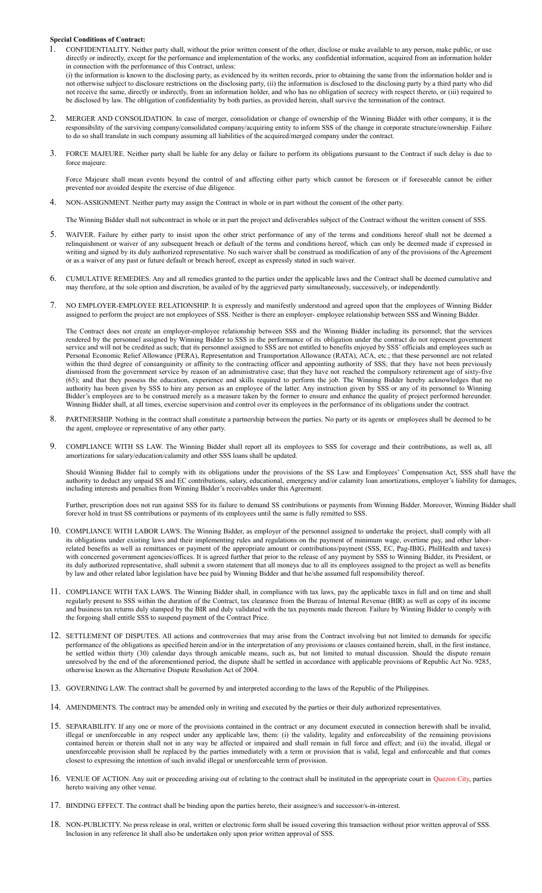**Special Conditions of Contract:**

1. CONFIDENTIALITY. Neither party shall, without the prior written consent of the other, disclose or make available to any person, make public, or use directly or indirectly, except for the performance and implementation of the works, any confidential information, acquired from an information holder in connection with the performance of this Contract, unless:
   (i) the information is known to the disclosing party, as evidenced by its written records, prior to obtaining the same from the information holder and is not otherwise subject to disclosure restrictions on the disclosing party, (ii) the information is disclosed to the disclosing party by a third party who did not receive the same, directly or indirectly, from an information holder, and who has no obligation of secrecy with respect thereto, or (iii) required to be disclosed by law. The obligation of confidentiality by both parties, as provided herein, shall survive the termination of the contract.

2. MERGER AND CONSOLIDATION. In case of merger, consolidation or change of ownership of the Winning Bidder with other company, it is the responsibility of the surviving company/consolidated company/acquiring entity to inform SSS of the change in corporate structure/ownership. Failure to do so shall translate in such company assuming all liabilities of the acquired/merged company under the contract.

3. FORCE MAJEURE. Neither party shall be liable for any delay or failure to perform its obligations pursuant to the Contract if such delay is due to force majeure.

   Force Majeure shall mean events beyond the control of and affecting either party which cannot be foreseen or if foreseeable cannot be either prevented nor avoided despite the exercise of due diligence.

4. NON-ASSIGNMENT. Neither party may assign the Contract in whole or in part without the consent of the other party.

   The Winning Bidder shall not subcontract in whole or in part the project and deliverables subject of the Contract without the written consent of SSS.

5. WAIVER. Failure by either party to insist upon the other strict performance of any of the terms and conditions hereof shall not be deemed a relinquishment or waiver of any subsequent breach or default of the terms and conditions hereof, which can only be deemed made if expressed in writing and signed by its duly authorized representative. No such waiver shall be construed as modification of any of the provisions of the Agreement or as a waiver of any past or future default or breach hereof, except as expressly stated in such waiver.

6. CUMULATIVE REMEDIES. Any and all remedies granted to the parties under the applicable laws and the Contract shall be deemed cumulative and may therefore, at the sole option and discretion, be availed of by the aggrieved party simultaneously, successively, or independently.

7. NO EMPLOYER-EMPLOYEE RELATIONSHIP. It is expressly and manifestly understood and agreed upon that the employees of Winning Bidder assigned to perform the project are not employees of SSS. Neither is there an employer- employee relationship between SSS and Winning Bidder.

   The Contract does not create an employer-employee relationship between SSS and the Winning Bidder including its personnel; that the services rendered by the personnel assigned by Winning Bidder to SSS in the performance of its obligation under the contract do not represent government service and will not be credited as such; that its personnel assigned to SSS are not entitled to benefits enjoyed by SSS' officials and employees such as Personal Economic Relief Allowance (PERA), Representation and Transportation Allowance (RATA), ACA, etc.; that these personnel are not related within the third degree of consanguinity or affinity to the contracting officer and appointing authority of SSS; that they have not been previously dismissed from the government service by reason of an administrative case; that they have not reached the compulsory retirement age of sixty-five (65); and that they possess the education, experience and skills required to perform the job. The Winning Bidder hereby acknowledges that no authority has been given by SSS to hire any person as an employee of the latter. Any instruction given by SSS or any of its personnel to Winning Bidder's employees are to be construed merely as a measure taken by the former to ensure and enhance the quality of project performed hereunder. Winning Bidder shall, at all times, exercise supervision and control over its employees in the performance of its obligations under the contract.

8. PARTNERSHIP. Nothing in the contract shall constitute a partnership between the parties. No party or its agents or employees shall be deemed to be the agent, employee or representative of any other party.

9. COMPLIANCE WITH SS LAW. The Winning Bidder shall report all its employees to SSS for coverage and their contributions, as well as, all amortizations for salary/education/calamity and other SSS loans shall be updated.

   Should Winning Bidder fail to comply with its obligations under the provisions of the SS Law and Employees' Compensation Act, SSS shall have the authority to deduct any unpaid SS and EC contributions, salary, educational, emergency and/or calamity loan amortizations, employer's liability for damages, including interests and penalties from Winning Bidder's receivables under this Agreement.

   Further, prescription does not run against SSS for its failure to demand SS contributions or payments from Winning Bidder. Moreover, Winning Bidder shall forever hold in trust SS contributions or payments of its employees until the same is fully remitted to SSS.

10. COMPLIANCE WITH LABOR LAWS. The Winning Bidder, as employer of the personnel assigned to undertake the project, shall comply with all its obligations under existing laws and their implementing rules and regulations on the payment of minimum wage, overtime pay, and other labor-related benefits as well as remittances or payment of the appropriate amount or contributions/payment (SSS, EC, Pag-IBIG, PhilHealth and taxes) with concerned government agencies/offices. It is agreed further that prior to the release of any payment by SSS to Winning Bidder, its President, or its duly authorized representative, shall submit a sworn statement that all moneys due to all its employees assigned to the project as well as benefits by law and other related labor legislation have bee paid by Winning Bidder and that he/she assumed full responsibility thereof.

11. COMPLIANCE WITH TAX LAWS. The Winning Bidder shall, in compliance with tax laws, pay the applicable taxes in full and on time and shall regularly present to SSS within the duration of the Contract, tax clearance from the Bureau of Internal Revenue (BIR) as well as copy of its income and business tax returns duly stamped by the BIR and duly validated with the tax payments made thereon. Failure by Winning Bidder to comply with the forgoing shall entitle SSS to suspend payment of the Contract Price.

12. SETTLEMENT OF DISPUTES. All actions and controversies that may arise from the Contract involving but not limited to demands for specific performance of the obligations as specified herein and/or in the interpretation of any provisions or clauses contained herein, shall, in the first instance, be settled within thirty (30) calendar days through amicable means, such as, but not limited to mutual discussion. Should the dispute remain unresolved by the end of the aforementioned period, the dispute shall be settled in accordance with applicable provisions of Republic Act No. 9285, otherwise known as the Alternative Dispute Resolution Act of 2004.

13. GOVERNING LAW. The contract shall be governed by and interpreted according to the laws of the Republic of the Philippines.

14. AMENDMENTS. The contract may be amended only in writing and executed by the parties or their duly authorized representatives.

15. SEPARABILITY. If any one or more of the provisions contained in the contract or any document executed in connection herewith shall be invalid, illegal or unenforceable in any respect under any applicable law, them: (i) the validity, legality and enforceability of the remaining provisions contained herein or therein shall not in any way be affected or impaired and shall remain in full force and effect; and (ii) the invalid, illegal or unenforceable provision shall be replaced by the parties immediately with a term or provision that is valid, legal and enforceable and that comes closest to expressing the intention of such invalid illegal or unenforceable term of provision.

16. VENUE OF ACTION. Any suit or proceeding arising out of relating to the contract shall be instituted in the appropriate court in Quezon City, parties hereto waiving any other venue.

17. BINDING EFFECT. The contract shall be binding upon the parties hereto, their assignee/s and successor/s-in-interest.

18. NON-PUBLICITY. No press release in oral, written or electronic form shall be issued covering this transaction without prior written approval of SSS. Inclusion in any reference lit shall also be undertaken only upon prior written approval of SSS.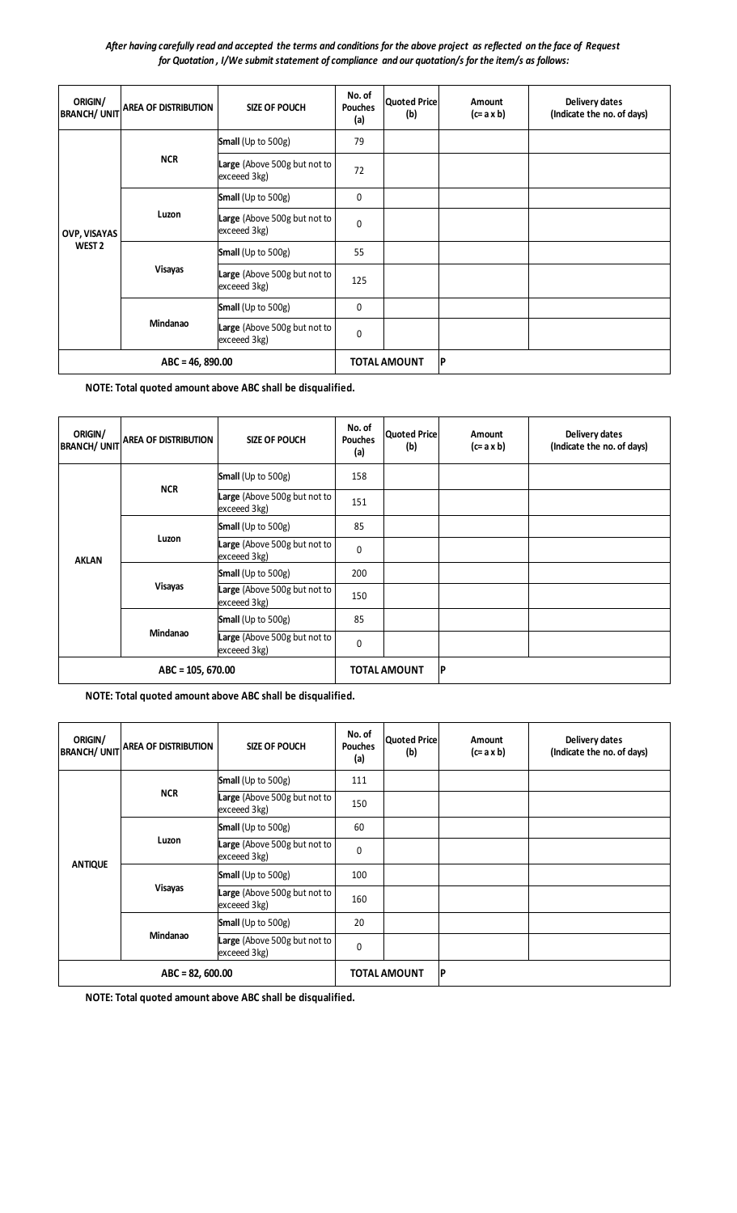*After having carefully read and accepted the terms and conditions for the above project as reflected on the face of Request for Quotation , I/We submit statement of compliance and our quotation/s for the item/s as follows:*

| ORIGIN/ BRANCH/ UNIT | AREA OF DISTRIBUTION | SIZE OF POUCH | No. of Pouches (a) | Quoted Price (b) | Amount (c= a x b) | Delivery dates (Indicate the no. of days) |
|---|---|---|---|---|---|---|
| OVP, VISAYAS WEST 2 | NCR | **Small** (Up to 500g) | 79 | | | |
| | | **Large** (Above 500g but not to exceeed 3kg) | 72 | | | |
| | Luzon | **Small** (Up to 500g) | 0 | | | |
| | | **Large** (Above 500g but not to exceeed 3kg) | 0 | | | |
| | Visayas | **Small** (Up to 500g) | 55 | | | |
| | | **Large** (Above 500g but not to exceeed 3kg) | 125 | | | |
| | Mindanao | **Small** (Up to 500g) | 0 | | | |
| | | **Large** (Above 500g but not to exceeed 3kg) | 0 | | | |
| ABC = 46, 890.00 | | | TOTAL AMOUNT | | P | |

**NOTE: Total quoted amount above ABC shall be disqualified.**

| ORIGIN/ BRANCH/ UNIT | AREA OF DISTRIBUTION | SIZE OF POUCH | No. of Pouches (a) | Quoted Price (b) | Amount (c= a x b) | Delivery dates (Indicate the no. of days) |
|---|---|---|---|---|---|---|
| AKLAN | NCR | **Small** (Up to 500g) | 158 | | | |
| | | **Large** (Above 500g but not to exceeed 3kg) | 151 | | | |
| | Luzon | **Small** (Up to 500g) | 85 | | | |
| | | **Large** (Above 500g but not to exceeed 3kg) | 0 | | | |
| | Visayas | **Small** (Up to 500g) | 200 | | | |
| | | **Large** (Above 500g but not to exceeed 3kg) | 150 | | | |
| | Mindanao | **Small** (Up to 500g) | 85 | | | |
| | | **Large** (Above 500g but not to exceeed 3kg) | 0 | | | |
| ABC = 105, 670.00 | | | TOTAL AMOUNT | | P | |

**NOTE: Total quoted amount above ABC shall be disqualified.**

| ORIGIN/ BRANCH/ UNIT | AREA OF DISTRIBUTION | SIZE OF POUCH | No. of Pouches (a) | Quoted Price (b) | Amount (c= a x b) | Delivery dates (Indicate the no. of days) |
|---|---|---|---|---|---|---|
| ANTIQUE | NCR | **Small** (Up to 500g) | 111 | | | |
| | | **Large** (Above 500g but not to exceeed 3kg) | 150 | | | |
| | Luzon | **Small** (Up to 500g) | 60 | | | |
| | | **Large** (Above 500g but not to exceeed 3kg) | 0 | | | |
| | Visayas | **Small** (Up to 500g) | 100 | | | |
| | | **Large** (Above 500g but not to exceeed 3kg) | 160 | | | |
| | Mindanao | **Small** (Up to 500g) | 20 | | | |
| | | **Large** (Above 500g but not to exceeed 3kg) | 0 | | | |
| ABC = 82, 600.00 | | | TOTAL AMOUNT | | P | |

**NOTE: Total quoted amount above ABC shall be disqualified.**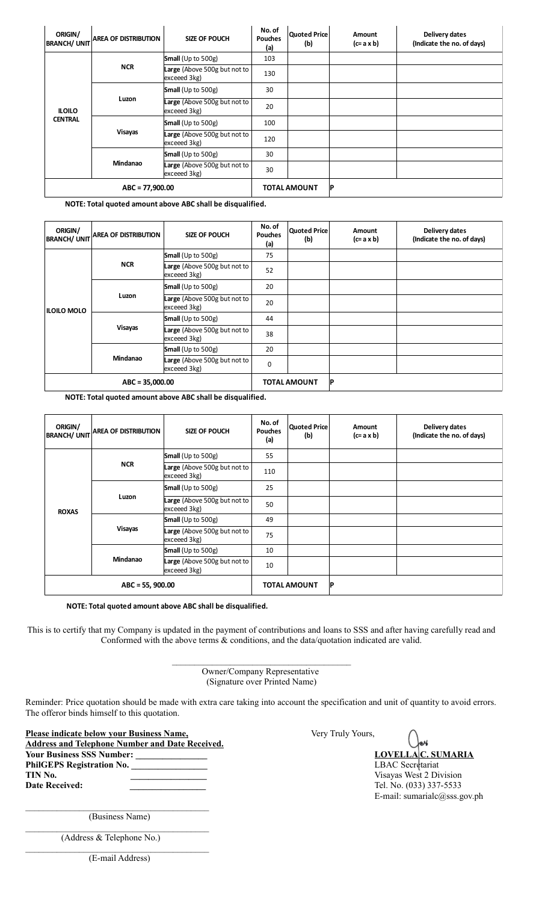| ORIGIN/ BRANCH/ UNIT | AREA OF DISTRIBUTION | SIZE OF POUCH | No. of Pouches (a) | Quoted Price (b) | Amount (c= a x b) | Delivery dates (Indicate the no. of days) |
|---|---|---|---|---|---|---|
| ILOILO CENTRAL | NCR | **Small** (Up to 500g) | 103 | | | |
| | | **Large** (Above 500g but not to exceed 3kg) | 130 | | | |
| | Luzon | **Small** (Up to 500g) | 30 | | | |
| | | **Large** (Above 500g but not to exceed 3kg) | 20 | | | |
| | Visayas | **Small** (Up to 500g) | 100 | | | |
| | | **Large** (Above 500g but not to exceed 3kg) | 120 | | | |
| | Mindanao | **Small** (Up to 500g) | 30 | | | |
| | | **Large** (Above 500g but not to exceed 3kg) | 30 | | | |
| ABC = 77,900.00 | | | TOTAL AMOUNT | | P | |

**NOTE: Total quoted amount above ABC shall be disqualified.**

| ORIGIN/ BRANCH/ UNIT | AREA OF DISTRIBUTION | SIZE OF POUCH | No. of Pouches (a) | Quoted Price (b) | Amount (c= a x b) | Delivery dates (Indicate the no. of days) |
|---|---|---|---|---|---|---|
| ILOILO MOLO | NCR | **Small** (Up to 500g) | 75 | | | |
| | | **Large** (Above 500g but not to exceed 3kg) | 52 | | | |
| | Luzon | **Small** (Up to 500g) | 20 | | | |
| | | **Large** (Above 500g but not to exceed 3kg) | 20 | | | |
| | Visayas | **Small** (Up to 500g) | 44 | | | |
| | | **Large** (Above 500g but not to exceed 3kg) | 38 | | | |
| | Mindanao | **Small** (Up to 500g) | 20 | | | |
| | | **Large** (Above 500g but not to exceed 3kg) | 0 | | | |
| ABC = 35,000.00 | | | TOTAL AMOUNT | | P | |

**NOTE: Total quoted amount above ABC shall be disqualified.**

| ORIGIN/ BRANCH/ UNIT | AREA OF DISTRIBUTION | SIZE OF POUCH | No. of Pouches (a) | Quoted Price (b) | Amount (c= a x b) | Delivery dates (Indicate the no. of days) |
|---|---|---|---|---|---|---|
| ROXAS | NCR | **Small** (Up to 500g) | 55 | | | |
| | | **Large** (Above 500g but not to exceed 3kg) | 110 | | | |
| | Luzon | **Small** (Up to 500g) | 25 | | | |
| | | **Large** (Above 500g but not to exceed 3kg) | 50 | | | |
| | Visayas | **Small** (Up to 500g) | 49 | | | |
| | | **Large** (Above 500g but not to exceed 3kg) | 75 | | | |
| | Mindanao | **Small** (Up to 500g) | 10 | | | |
| | | **Large** (Above 500g but not to exceed 3kg) | 10 | | | |
| ABC = 55, 900.00 | | | TOTAL AMOUNT | | P | |

**NOTE: Total quoted amount above ABC shall be disqualified.**

This is to certify that my Company is updated in the payment of contributions and loans to SSS and after having carefully read and Conformed with the above terms & conditions, and the data/quotation indicated are valid.

\_\_\_\_\_\_\_\_\_\_\_\_\_\_\_\_\_\_\_\_\_\_\_\_\_\_\_\_\_\_\_\_\_\_\_\_\_\_\_\_

Owner/Company Representative
(Signature over Printed Name)

Reminder: Price quotation should be made with extra care taking into account the specification and unit of quantity to avoid errors. The offeror binds himself to this quotation.

**Please indicate below your Business Name, Address and Telephone Number and Date Received.**

**Your Business SSS Number:** \_\_\_\_\_\_\_\_\_\_\_\_\_\_\_\_
**PhilGEPS Registration No.** \_\_\_\_\_\_\_\_\_\_\_\_\_\_\_\_
**TIN No.** \_\_\_\_\_\_\_\_\_\_\_\_\_\_\_\_
**Date Received:** \_\_\_\_\_\_\_\_\_\_\_\_\_\_\_\_

\_\_\_\_\_\_\_\_\_\_\_\_\_\_\_\_\_\_\_\_\_\_\_\_\_\_\_\_\_\_\_\_\_\_\_\_\_\_\_\_
(Business Name)

\_\_\_\_\_\_\_\_\_\_\_\_\_\_\_\_\_\_\_\_\_\_\_\_\_\_\_\_\_\_\_\_\_\_\_\_\_\_\_\_
(Address & Telephone No.)

\_\_\_\_\_\_\_\_\_\_\_\_\_\_\_\_\_\_\_\_\_\_\_\_\_\_\_\_\_\_\_\_\_\_\_\_\_\_\_\_
(E-mail Address)

Very Truly Yours,

**LOVELLA C. SUMARIA**
LBAC Secretariat
Visayas West 2 Division
Tel. No. (033) 337-5533
E-mail: sumarialc@sss.gov.ph